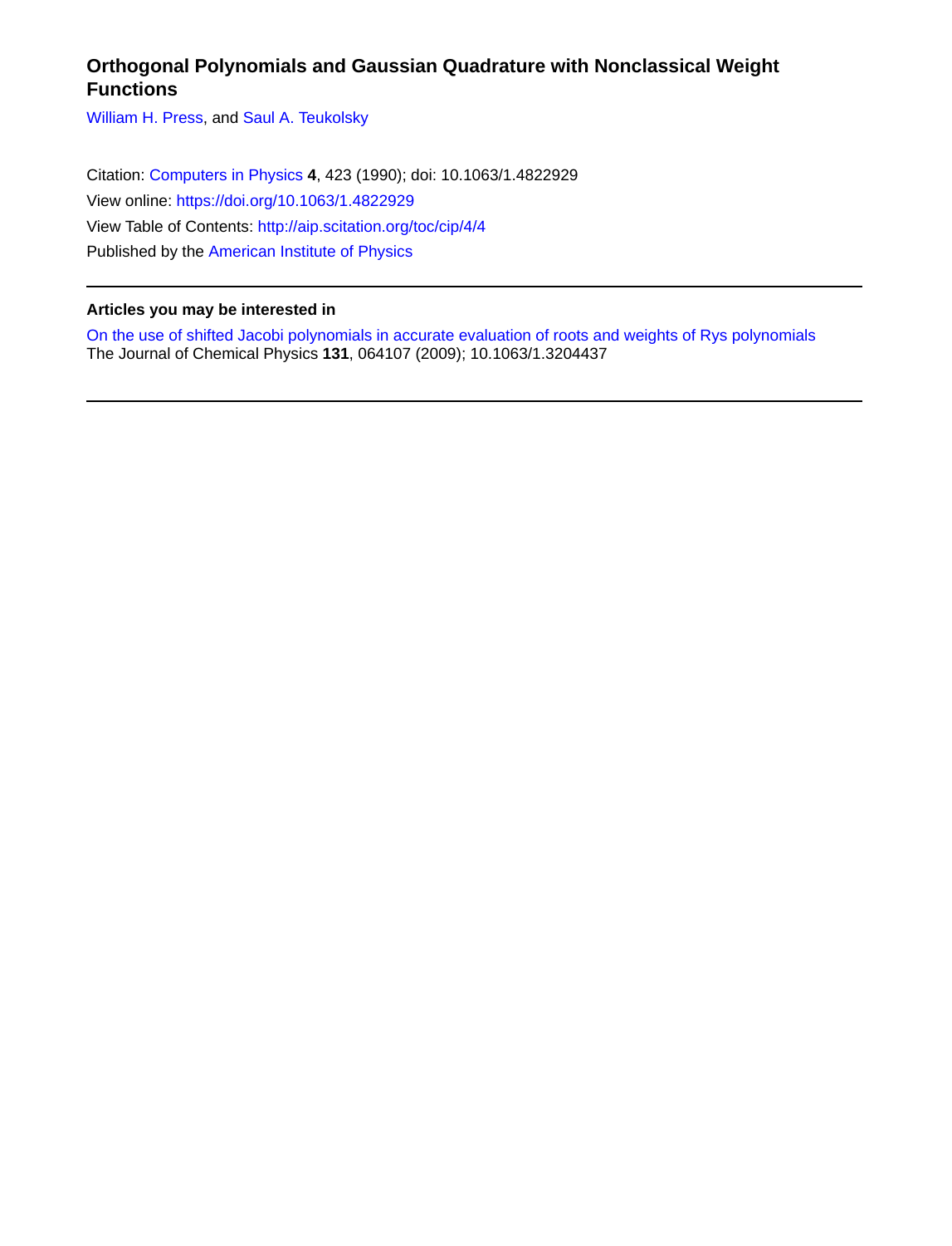# Orthogonal Polynomials and Gaussian Quadrature with Nonclassical Weight Functions

William H. Press, and Saul A. Teukolsky

Citation: Computers in Physics **4**, 423 (1990); doi: 10.1063/1.4822929

View online: https://doi.org/10.1063/1.4822929

View Table of Contents: http://aip.scitation.org/toc/cip/4/4

Published by the American Institute of Physics

---

**Articles you may be interested in**

On the use of shifted Jacobi polynomials in accurate evaluation of roots and weights of Rys polynomials

The Journal of Chemical Physics **131**, 064107 (2009); 10.1063/1.3204437

---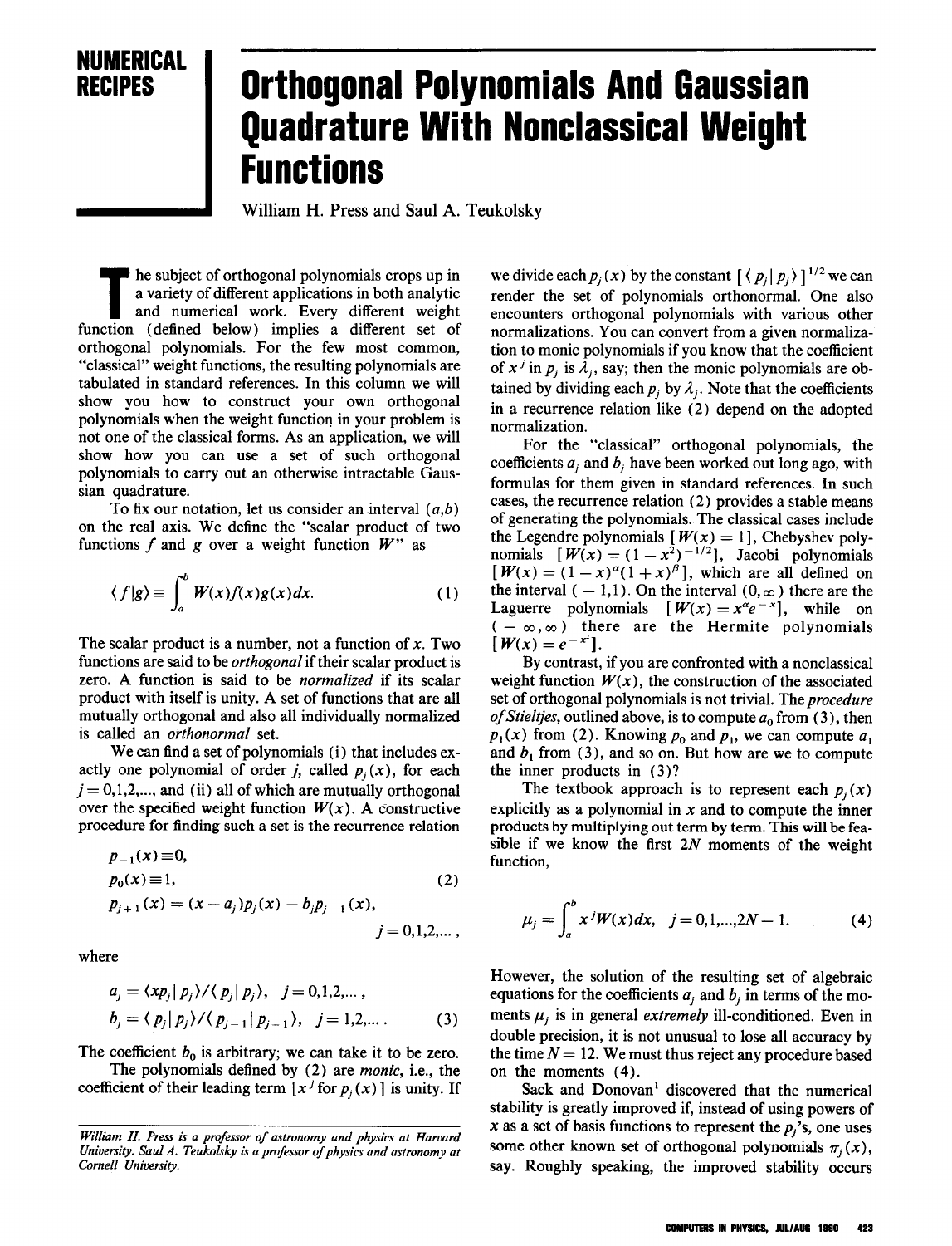NUMERICAL RECIPES

# Orthogonal Polynomials And Gaussian Quadrature With Nonclassical Weight Functions

William H. Press and Saul A. Teukolsky

The subject of orthogonal polynomials crops up in a variety of different applications in both analytic and numerical work. Every different weight function (defined below) implies a different set of orthogonal polynomials. For the few most common, "classical" weight functions, the resulting polynomials are tabulated in standard references. In this column we will show you how to construct your own orthogonal polynomials when the weight function in your problem is not one of the classical forms. As an application, we will show how you can use a set of such orthogonal polynomials to carry out an otherwise intractable Gaussian quadrature.

To fix our notation, let us consider an interval $(a,b)$ on the real axis. We define the "scalar product of two functions $f$ and $g$ over a weight function $W$" as

$$\langle f|g\rangle \equiv \int_a^b W(x)f(x)g(x)dx. \tag{1}$$

The scalar product is a number, not a function of $x$. Two functions are said to be *orthogonal* if their scalar product is zero. A function is said to be *normalized* if its scalar product with itself is unity. A set of functions that are all mutually orthogonal and also all individually normalized is called an *orthonormal* set.

We can find a set of polynomials (i) that includes exactly one polynomial of order $j$, called $p_j(x)$, for each $j = 0,1,2,\ldots$, and (ii) all of which are mutually orthogonal over the specified weight function $W(x)$. A constructive procedure for finding such a set is the recurrence relation

$$\begin{aligned} p_{-1}(x) &\equiv 0, \\ p_0(x) &\equiv 1, \\ p_{j+1}(x) &= (x-a_j)p_j(x) - b_j p_{j-1}(x), \\ & \qquad\qquad j = 0,1,2,\ldots, \end{aligned} \tag{2}$$

where

$$\begin{aligned} a_j &= \langle xp_j|p_j\rangle / \langle p_j|p_j\rangle, \quad j = 0,1,2,\ldots, \\ b_j &= \langle p_j|p_j\rangle / \langle p_{j-1}|p_{j-1}\rangle, \quad j = 1,2,\ldots. \end{aligned} \tag{3}$$

The coefficient $b_0$ is arbitrary; we can take it to be zero.

The polynomials defined by (2) are *monic*, i.e., the coefficient of their leading term [$x^j$ for $p_j(x)$] is unity. If we divide each $p_j(x)$ by the constant $[\langle p_j|p_j\rangle]^{1/2}$ we can render the set of polynomials orthonormal. One also encounters orthogonal polynomials with various other normalizations. You can convert from a given normalization to monic polynomials if you know that the coefficient of $x^j$ in $p_j$ is $\lambda_j$, say; then the monic polynomials are obtained by dividing each $p_j$ by $\lambda_j$. Note that the coefficients in a recurrence relation like (2) depend on the adopted normalization.

For the "classical" orthogonal polynomials, the coefficients $a_j$ and $b_j$ have been worked out long ago, with formulas for them given in standard references. In such cases, the recurrence relation (2) provides a stable means of generating the polynomials. The classical cases include the Legendre polynomials [$W(x) = 1$], Chebyshev polynomials [$W(x) = (1-x^2)^{-1/2}$], Jacobi polynomials [$W(x) = (1-x)^\alpha(1+x)^\beta$], which are all defined on the interval $(-1,1)$. On the interval $(0,\infty)$ there are the Laguerre polynomials [$W(x) = x^\alpha e^{-x}$], while on $(-\infty,\infty)$ there are the Hermite polynomials [$W(x) = e^{-x^2}$].

By contrast, if you are confronted with a nonclassical weight function $W(x)$, the construction of the associated set of orthogonal polynomials is not trivial. The *procedure of Stieltjes*, outlined above, is to compute $a_0$ from (3), then $p_1(x)$ from (2). Knowing $p_0$ and $p_1$, we can compute $a_1$ and $b_1$ from (3), and so on. But how are we to compute the inner products in (3)?

The textbook approach is to represent each $p_j(x)$ explicitly as a polynomial in $x$ and to compute the inner products by multiplying out term by term. This will be feasible if we know the first $2N$ moments of the weight function,

$$\mu_j = \int_a^b x^j W(x)dx, \quad j = 0,1,\ldots,2N-1. \tag{4}$$

However, the solution of the resulting set of algebraic equations for the coefficients $a_j$ and $b_j$ in terms of the moments $\mu_j$ is in general *extremely* ill-conditioned. Even in double precision, it is not unusual to lose all accuracy by the time $N = 12$. We must thus reject any procedure based on the moments (4).

Sack and Donovan[1] discovered that the numerical stability is greatly improved if, instead of using powers of $x$ as a set of basis functions to represent the $p_j$'s, one uses some other known set of orthogonal polynomials $\pi_j(x)$, say. Roughly speaking, the improved stability occurs

*William H. Press is a professor of astronomy and physics at Harvard University. Saul A. Teukolsky is a professor of physics and astronomy at Cornell University.*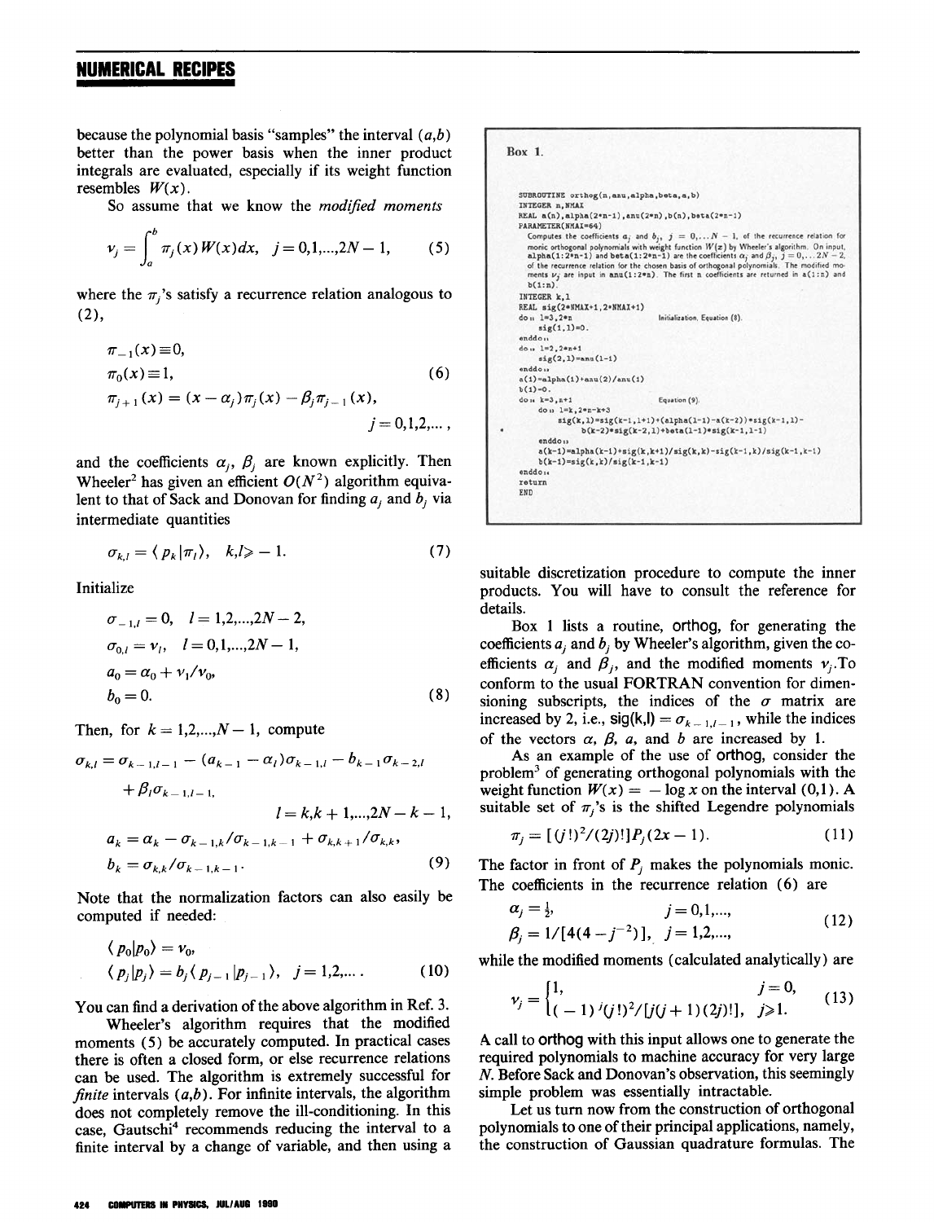because the polynomial basis "samples" the interval $(a,b)$ better than the power basis when the inner product integrals are evaluated, especially if its weight function resembles $W(x)$.

So assume that we know the *modified moments*

$$\nu_j = \int_a^b \pi_j(x)W(x)dx, \quad j = 0,1,...,2N-1, \tag{5}$$

where the $\pi_j$'s satisfy a recurrence relation analogous to (2),

$$\begin{aligned}
&\pi_{-1}(x) \equiv 0, \\
&\pi_0(x) \equiv 1, \\
&\pi_{j+1}(x) = (x - \alpha_j)\pi_j(x) - \beta_j \pi_{j-1}(x), \\
&\qquad\qquad\qquad\qquad j = 0,1,2,...,
\end{aligned} \tag{6}$$

and the coefficients $\alpha_j$, $\beta_j$ are known explicitly. Then Wheeler[2] has given an efficient $O(N^2)$ algorithm equivalent to that of Sack and Donovan for finding $a_j$ and $b_j$ via intermediate quantities

$$\sigma_{k,l} = \langle p_k | \pi_l \rangle, \quad k,l \geqslant -1. \tag{7}$$

Initialize

$$\begin{aligned}
&\sigma_{-1,l} = 0, \quad l = 1,2,...,2N-2, \\
&\sigma_{0,l} = \nu_l, \quad l = 0,1,...,2N-1, \\
&a_0 = \alpha_0 + \nu_1/\nu_0, \\
&b_0 = 0.
\end{aligned} \tag{8}$$

Then, for $k = 1,2,...,N-1$, compute

$$\begin{aligned}
\sigma_{k,l} &= \sigma_{k-1,l+1} - (a_{k-1} - \alpha_l)\sigma_{k-1,l} - b_{k-1}\sigma_{k-2,l} \\
&\quad + \beta_l \sigma_{k-1,l-1}, \\
&\qquad\qquad\qquad l = k,k+1,...,2N-k-1, \\
a_k &= \alpha_k - \sigma_{k-1,k}/\sigma_{k-1,k-1} + \sigma_{k,k+1}/\sigma_{k,k}, \\
b_k &= \sigma_{k,k}/\sigma_{k-1,k-1}.
\end{aligned} \tag{9}$$

Note that the normalization factors can also easily be computed if needed:

$$\begin{aligned}
&\langle p_0 | p_0 \rangle = \nu_0, \\
&\langle p_j | p_j \rangle = b_j \langle p_{j-1} | p_{j-1} \rangle, \quad j = 1,2,... .
\end{aligned} \tag{10}$$

You can find a derivation of the above algorithm in Ref. 3.

Wheeler's algorithm requires that the modified moments (5) be accurately computed. In practical cases there is often a closed form, or else recurrence relations can be used. The algorithm is extremely successful for *finite* intervals $(a,b)$. For infinite intervals, the algorithm does not completely remove the ill-conditioning. In this case, Gautschi[4] recommends reducing the interval to a finite interval by a change of variable, and then using a suitable discretization procedure to compute the inner products. You will have to consult the reference for details.

Box 1.

```
SUBROUTINE orthog(n,anu,alpha,beta,a,b)
INTEGER n,NMAX
REAL a(n),alpha(2*n-1),anu(2*n),b(n),beta(2*n-1)
PARAMETER(NMAX=64)
   Computes the coefficients a_j and b_j, j = 0,...N-1, of the recurrence relation for
   monic orthogonal polynomials with weight function W(x) by Wheeler's algorithm. On input,
   alpha(1:2*n-1) and beta(1:2*n-1) are the coefficients α_j and β_j, j = 0,...2N-2,
   of the recurrence relation for the chosen basis of orthogonal polynomials. The modified mo-
   ments ν_j are input in anu(1:2*n). The first n coefficients are returned in a(1:n) and
   b(1:n).
INTEGER k,l
REAL sig(2*NMAX+1,2*NMAX+1)
do 11 l=3,2*n                                    Initialization, Equation (8).
  sig(1,l)=0.
enddo 11
do 12 l=2,2*n+1
  sig(2,l)=anu(l-1)
enddo 12
a(1)=alpha(1)+anu(2)/anu(1)
b(1)=0.
do 14 k=3,n+1                                    Equation (9).
  do 13 l=k,2*n-k+3
    sig(k,l)=sig(k-1,l+1)+(alpha(l-1)-a(k-2))*sig(k-1,l)-
*       b(k-2)*sig(k-2,l)+beta(l-1)*sig(k-1,l-1)
  enddo 13
  a(k-1)=alpha(k-1)+sig(k,k+1)/sig(k,k)-sig(k-1,k)/sig(k-1,k-1)
  b(k-1)=sig(k,k)/sig(k-1,k-1)
enddo 14
return
END
```

Box 1 lists a routine, **orthog**, for generating the coefficients $a_j$ and $b_j$ by Wheeler's algorithm, given the coefficients $\alpha_j$ and $\beta_j$, and the modified moments $\nu_j$. To conform to the usual FORTRAN convention for dimensioning subscripts, the indices of the $\sigma$ matrix are increased by 2, i.e., sig(k,l) $= \sigma_{k-1,l-1}$, while the indices of the vectors $\alpha$, $\beta$, $a$, and $b$ are increased by 1.

As an example of the use of **orthog**, consider the problem[3] of generating orthogonal polynomials with the weight function $W(x) = -\log x$ on the interval $(0,1)$. A suitable set of $\pi_j$'s is the shifted Legendre polynomials

$$\pi_j = [(j!)^2/(2j)!]P_j(2x-1). \tag{11}$$

The factor in front of $P_j$ makes the polynomials monic. The coefficients in the recurrence relation (6) are

$$\begin{aligned}
&\alpha_j = \tfrac{1}{2}, \qquad\qquad\quad j = 0,1,..., \\
&\beta_j = 1/[4(4 - j^{-2})], \quad j = 1,2,...,
\end{aligned} \tag{12}$$

while the modified moments (calculated analytically) are

$$\nu_j = \begin{cases} 1, & j = 0, \\ (-1)^j (j!)^2/[j(j+1)(2j)!], & j \geqslant 1. \end{cases} \tag{13}$$

A call to **orthog** with this input allows one to generate the required polynomials to machine accuracy for very large $N$. Before Sack and Donovan's observation, this seemingly simple problem was essentially intractable.

Let us turn now from the construction of orthogonal polynomials to one of their principal applications, namely, the construction of Gaussian quadrature formulas. The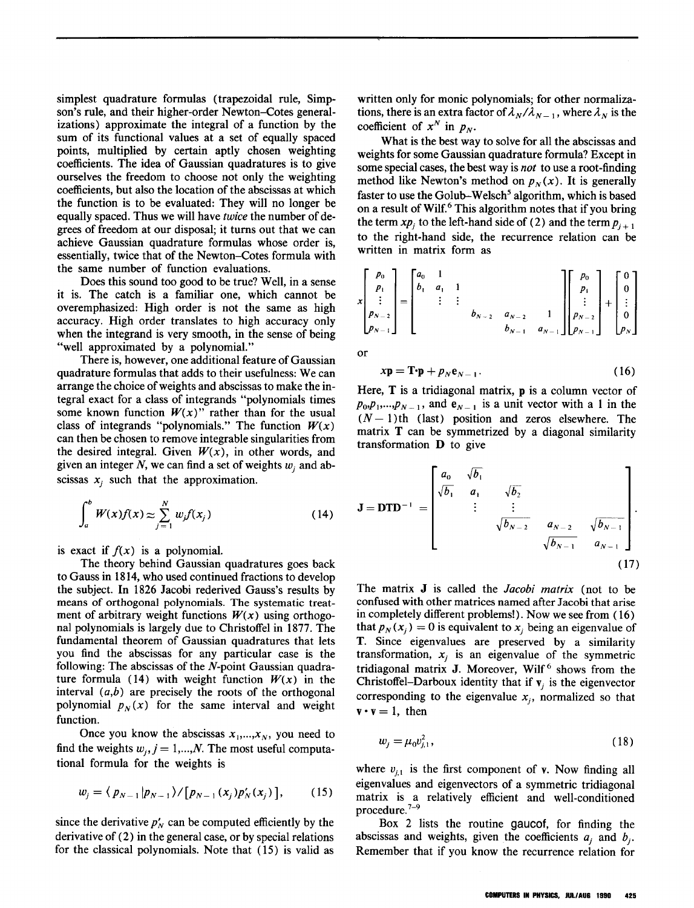simplest quadrature formulas (trapezoidal rule, Simpson's rule, and their higher-order Newton–Cotes generalizations) approximate the integral of a function by the sum of its functional values at a set of equally spaced points, multiplied by certain aptly chosen weighting coefficients. The idea of Gaussian quadratures is to give ourselves the freedom to choose not only the weighting coefficients, but also the location of the abscissas at which the function is to be evaluated: They will no longer be equally spaced. Thus we will have *twice* the number of degrees of freedom at our disposal; it turns out that we can achieve Gaussian quadrature formulas whose order is, essentially, twice that of the Newton–Cotes formula with the same number of function evaluations.

Does this sound too good to be true? Well, in a sense it is. The catch is a familiar one, which cannot be overemphasized: High order is not the same as high accuracy. High order translates to high accuracy only when the integrand is very smooth, in the sense of being "well approximated by a polynomial."

There is, however, one additional feature of Gaussian quadrature formulas that adds to their usefulness: We can arrange the choice of weights and abscissas to make the integral exact for a class of integrands "polynomials times some known function $W(x)$" rather than for the usual class of integrands "polynomials." The function $W(x)$ can then be chosen to remove integrable singularities from the desired integral. Given $W(x)$, in other words, and given an integer $N$, we can find a set of weights $w_j$ and abscissas $x_j$ such that the approximation.

$$\int_a^b W(x)f(x) \approx \sum_{j=1}^{N} w_j f(x_j) \tag{14}$$

is exact if $f(x)$ is a polynomial.

The theory behind Gaussian quadratures goes back to Gauss in 1814, who used continued fractions to develop the subject. In 1826 Jacobi rederived Gauss's results by means of orthogonal polynomials. The systematic treatment of arbitrary weight functions $W(x)$ using orthogonal polynomials is largely due to Christoffel in 1877. The fundamental theorem of Gaussian quadratures that lets you find the abscissas for any particular case is the following: The abscissas of the $N$-point Gaussian quadrature formula (14) with weight function $W(x)$ in the interval $(a,b)$ are precisely the roots of the orthogonal polynomial $p_N(x)$ for the same interval and weight function.

Once you know the abscissas $x_1,...,x_N$, you need to find the weights $w_j, j = 1,...,N$. The most useful computational formula for the weights is

$$w_j = \langle p_{N-1} | p_{N-1} \rangle / [p_{N-1}(x_j) p_N'(x_j)], \tag{15}$$

since the derivative $p_N'$ can be computed efficiently by the derivative of (2) in the general case, or by special relations for the classical polynomials. Note that (15) is valid as written only for monic polynomials; for other normalizations, there is an extra factor of $\lambda_N/\lambda_{N-1}$, where $\lambda_N$ is the coefficient of $x^N$ in $p_N$.

What is the best way to solve for all the abscissas and weights for some Gaussian quadrature formula? Except in some special cases, the best way is *not* to use a root-finding method like Newton's method on $p_N(x)$. It is generally faster to use the Golub–Welsch[5] algorithm, which is based on a result of Wilf.[6] This algorithm notes that if you bring the term $xp_j$ to the left-hand side of (2) and the term $p_{j+1}$ to the right-hand side, the recurrence relation can be written in matrix form as

$$x\begin{bmatrix} p_0 \\ p_1 \\ \vdots \\ p_{N-2} \\ p_{N-1} \end{bmatrix} = \begin{bmatrix} a_0 & 1 & & & \\ b_1 & a_1 & 1 & & \\ & \vdots & \vdots & & \\ & & b_{N-2} & a_{N-2} & 1 \\ & & & b_{N-1} & a_{N-1} \end{bmatrix} \begin{bmatrix} p_0 \\ p_1 \\ \vdots \\ p_{N-2} \\ p_{N-1} \end{bmatrix} + \begin{bmatrix} 0 \\ 0 \\ \vdots \\ 0 \\ p_N \end{bmatrix}$$

or

$$x\mathbf{p} = \mathbf{T}\cdot\mathbf{p} + p_N \mathbf{e}_{N-1}. \tag{16}$$

Here, $\mathbf{T}$ is a tridiagonal matrix, $\mathbf{p}$ is a column vector of $p_0, p_1, ..., p_{N-1}$, and $\mathbf{e}_{N-1}$ is a unit vector with a 1 in the $(N-1)$th (last) position and zeros elsewhere. The matrix $\mathbf{T}$ can be symmetrized by a diagonal similarity transformation $\mathbf{D}$ to give

$$\mathbf{J} = \mathbf{D}\mathbf{T}\mathbf{D}^{-1} = \begin{bmatrix} a_0 & \sqrt{b_1} & & & \\ \sqrt{b_1} & a_1 & \sqrt{b_2} & & \\ & \vdots & \vdots & & \\ & & \sqrt{b_{N-2}} & a_{N-2} & \sqrt{b_{N-1}} \\ & & & \sqrt{b_{N-1}} & a_{N-1} \end{bmatrix}. \tag{17}$$

The matrix $\mathbf{J}$ is called the *Jacobi matrix* (not to be confused with other matrices named after Jacobi that arise in completely different problems!). Now we see from (16) that $p_N(x_j) = 0$ is equivalent to $x_j$ being an eigenvalue of $\mathbf{T}$. Since eigenvalues are preserved by a similarity transformation, $x_j$ is an eigenvalue of the symmetric tridiagonal matrix $\mathbf{J}$. Moreover, Wilf[6] shows from the Christoffel-Darboux identity that if $\mathbf{v}_j$ is the eigenvector corresponding to the eigenvalue $x_j$, normalized so that $\mathbf{v}\cdot\mathbf{v} = 1$, then

$$w_j = \mu_0 v_{j,1}^2, \tag{18}$$

where $v_{j,1}$ is the first component of $\mathbf{v}$. Now finding all eigenvalues and eigenvectors of a symmetric tridiagonal matrix is a relatively efficient and well-conditioned procedure.[7–9]

Box 2 lists the routine gaucof, for finding the abscissas and weights, given the coefficients $a_j$ and $b_j$. Remember that if you know the recurrence relation for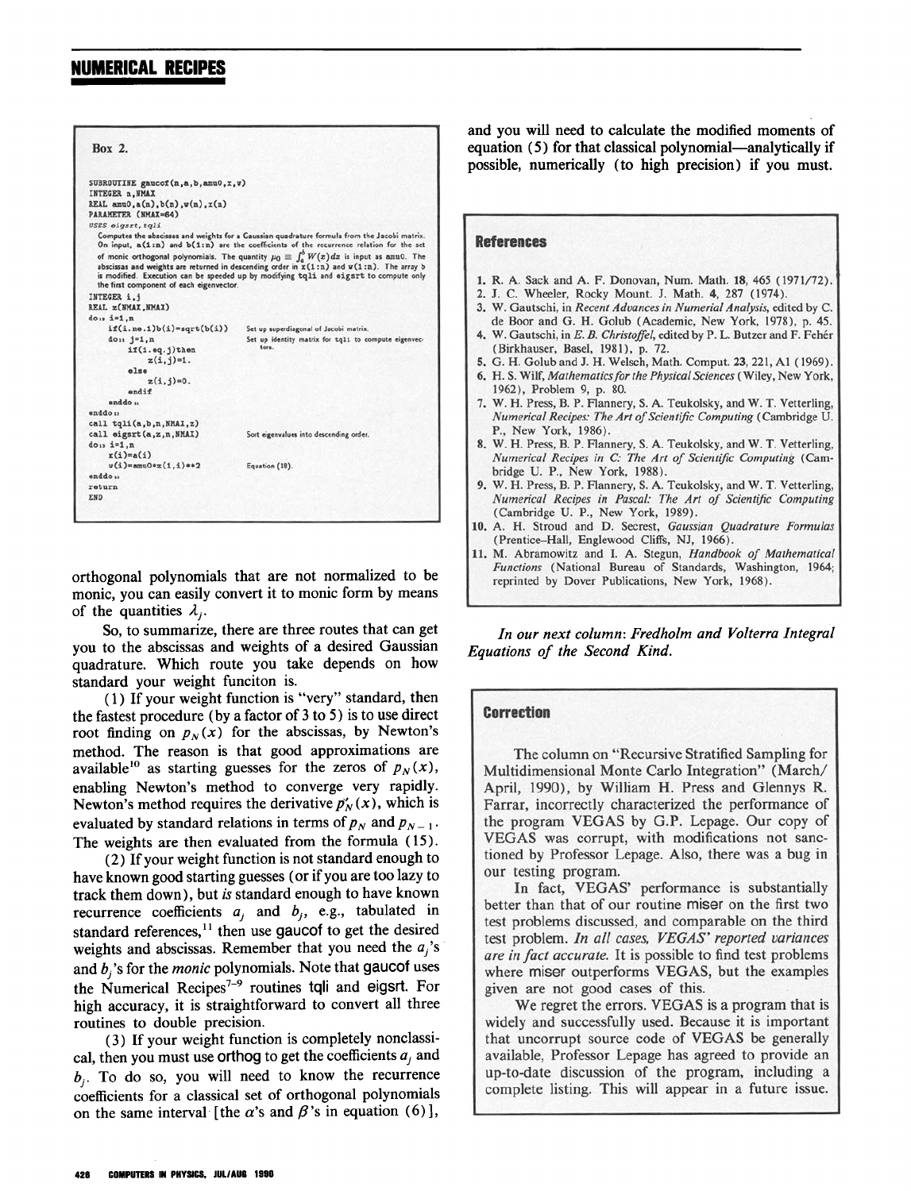Box 2.

```
SUBROUTINE gaucof(n,a,b,amu0,x,w)
INTEGER n,NMAX
REAL amu0,a(n),b(n),w(n),x(n)
PARAMETER (NMAX=64)
USES eigsrt,tqli
```

Computes the abscissas and weights for a Gaussian quadrature formula from the Jacobi matrix. On input, `a(1:n)` and `b(1:n)` are the coefficients of the recurrence relation for the set of monic orthogonal polynomials. The quantity $\mu_0 \equiv \int_a^b W(x)dx$ is input as `amu0`. The abscissas and weights are returned in descending order in `x(1:n)` and `w(1:n)`. The array `b` is modified. Execution can be speeded up by modifying `tqli` and `eigsrt` to compute only the first component of each eigenvector.

```
INTEGER i,j
REAL z(NMAX,NMAX)
do 12 i=1,n
    if(i.ne.1)b(i)=sqrt(b(i))        Set up superdiagonal of Jacobi matrix.
    do 11 j=1,n                      Set up identity matrix for tqli to compute eigenvectors.
        if(i.eq.j)then
            z(i,j)=1.
        else
            z(i,j)=0.
        endif
    enddo 11
enddo 12
call tqli(a,b,n,NMAX,z)
call eigsrt(a,z,n,NMAX)              Sort eigenvalues into descending order.
do 13 i=1,n
    x(i)=a(i)
    w(i)=amu0*z(1,i)**2              Equation (18).
enddo 13
return
END
```

orthogonal polynomials that are not normalized to be monic, you can easily convert it to monic form by means of the quantities $\lambda_j$.

So, to summarize, there are three routes that can get you to the abscissas and weights of a desired Gaussian quadrature. Which route you take depends on how standard your weight funciton is.

(1) If your weight function is "very" standard, then the fastest procedure (by a factor of 3 to 5) is to use direct root finding on $p_N(x)$ for the abscissas, by Newton's method. The reason is that good approximations are available[10] as starting guesses for the zeros of $p_N(x)$, enabling Newton's method to converge very rapidly. Newton's method requires the derivative $p_N'(x)$, which is evaluated by standard relations in terms of $p_N$ and $p_{N-1}$. The weights are then evaluated from the formula (15).

(2) If your weight function is not standard enough to have known good starting guesses (or if you are too lazy to track them down), but *is* standard enough to have known recurrence coefficients $a_j$ and $b_j$, e.g., tabulated in standard references,[11] then use gaucof to get the desired weights and abscissas. Remember that you need the $a_j$'s and $b_j$'s for the *monic* polynomials. Note that gaucof uses the Numerical Recipes[7-9] routines tqli and eigsrt. For high accuracy, it is straightforward to convert all three routines to double precision.

(3) If your weight function is completely nonclassical, then you must use orthog to get the coefficients $a_j$ and $b_j$. To do so, you will need to know the recurrence coefficients for a classical set of orthogonal polynomials on the same interval [the $\alpha$'s and $\beta$'s in equation (6)], and you will need to calculate the modified moments of equation (5) for that classical polynomial—analytically if possible, numerically (to high precision) if you must.

## References

1. R. A. Sack and A. F. Donovan, Num. Math. 18, 465 (1971/72).
2. J. C. Wheeler, Rocky Mount. J. Math. 4, 287 (1974).
3. W. Gautschi, in *Recent Advances in Numerical Analysis*, edited by C. de Boor and G. H. Golub (Academic, New York, 1978), p. 45.
4. W. Gautschi, in *E. B. Christoffel*, edited by P. L. Butzer and F. Fehér (Birkhauser, Basel, 1981), p. 72.
5. G. H. Golub and J. H. Welsch, Math. Comput. 23, 221, A1 (1969).
6. H. S. Wilf, *Mathematics for the Physical Sciences* (Wiley, New York, 1962), Problem 9, p. 80.
7. W. H. Press, B. P. Flannery, S. A. Teukolsky, and W. T. Vetterling, *Numerical Recipes: The Art of Scientific Computing* (Cambridge U. P., New York, 1986).
8. W. H. Press, B. P. Flannery, S. A. Teukolsky, and W. T. Vetterling, *Numerical Recipes in C: The Art of Scientific Computing* (Cambridge U. P., New York, 1988).
9. W. H. Press, B. P. Flannery, S. A. Teukolsky, and W. T. Vetterling, *Numerical Recipes in Pascal: The Art of Scientific Computing* (Cambridge U. P., New York, 1989).
10. A. H. Stroud and D. Secrest, *Gaussian Quadrature Formulas* (Prentice-Hall, Englewood Cliffs, NJ, 1966).
11. M. Abramowitz and I. A. Stegun, *Handbook of Mathematical Functions* (National Bureau of Standards, Washington, 1964; reprinted by Dover Publications, New York, 1968).

*In our next column: Fredholm and Volterra Integral Equations of the Second Kind.*

## Correction

The column on "Recursive Stratified Sampling for Multidimensional Monte Carlo Integration" (March/April, 1990), by William H. Press and Glennys R. Farrar, incorrectly characterized the performance of the program VEGAS by G.P. Lepage. Our copy of VEGAS was corrupt, with modifications not sanctioned by Professor Lepage. Also, there was a bug in our testing program.

In fact, VEGAS' performance is substantially better than that of our routine miser on the first two test problems discussed, and comparable on the third test problem. *In all cases, VEGAS' reported variances are in fact accurate.* It is possible to find test problems where miser outperforms VEGAS, but the examples given are not good cases of this.

We regret the errors. VEGAS is a program that is widely and successfully used. Because it is important that uncorrupt source code of VEGAS be generally available, Professor Lepage has agreed to provide an up-to-date discussion of the program, including a complete listing. This will appear in a future issue.